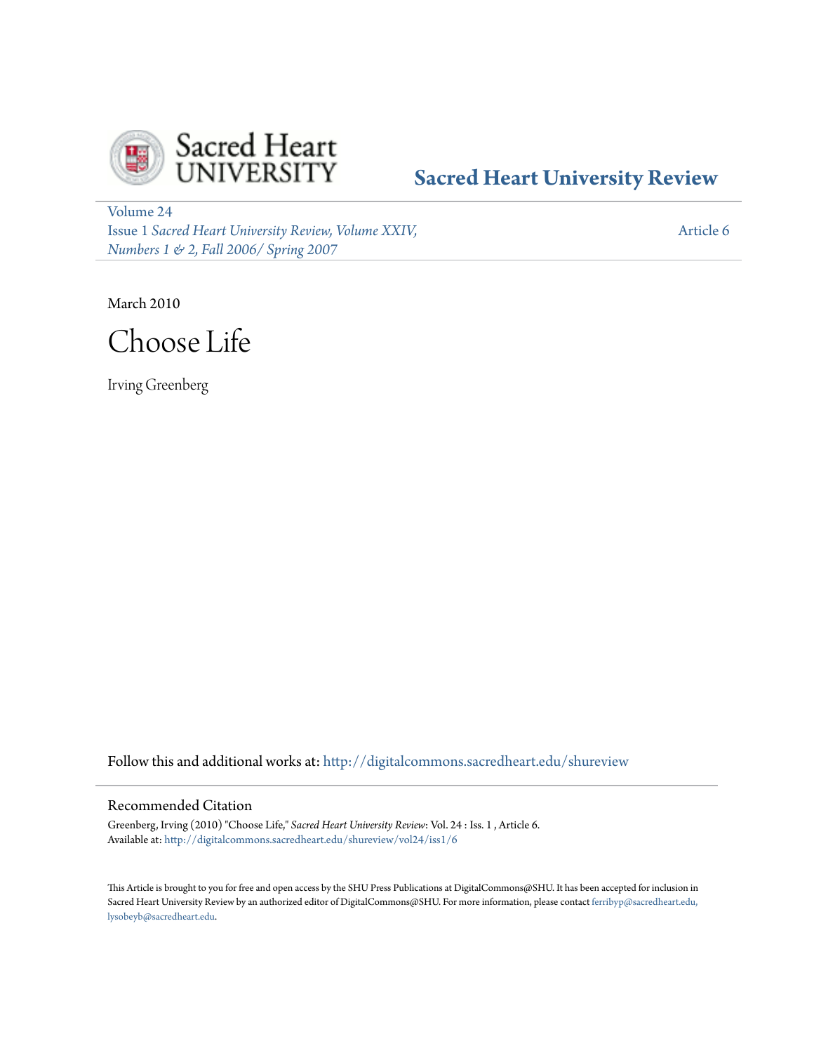Sacred Heart University Review

Volume 24
Issue 1 *Sacred Heart University Review, Volume XXIV, Numbers 1 & 2, Fall 2006/ Spring 2007*

Article 6

March 2010

# Choose Life

Irving Greenberg

Follow this and additional works at: http://digitalcommons.sacredheart.edu/shureview

## Recommended Citation

Greenberg, Irving (2010) "Choose Life," *Sacred Heart University Review*: Vol. 24 : Iss. 1 , Article 6.
Available at: http://digitalcommons.sacredheart.edu/shureview/vol24/iss1/6

This Article is brought to you for free and open access by the SHU Press Publications at DigitalCommons@SHU. It has been accepted for inclusion in Sacred Heart University Review by an authorized editor of DigitalCommons@SHU. For more information, please contact ferribyp@sacredheart.edu, lysobeyb@sacredheart.edu.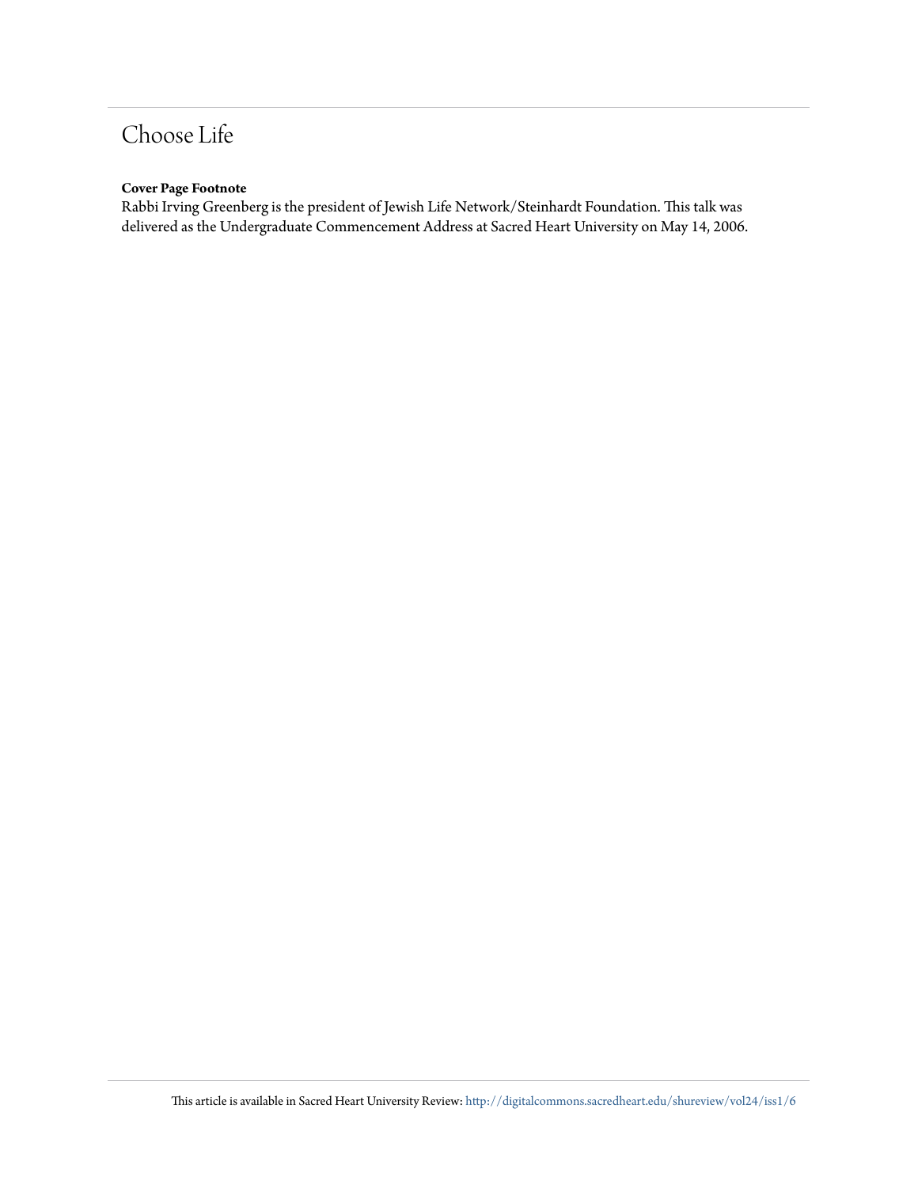# Choose Life

**Cover Page Footnote**

Rabbi Irving Greenberg is the president of Jewish Life Network/Steinhardt Foundation. This talk was delivered as the Undergraduate Commencement Address at Sacred Heart University on May 14, 2006.

This article is available in Sacred Heart University Review: http://digitalcommons.sacredheart.edu/shureview/vol24/iss1/6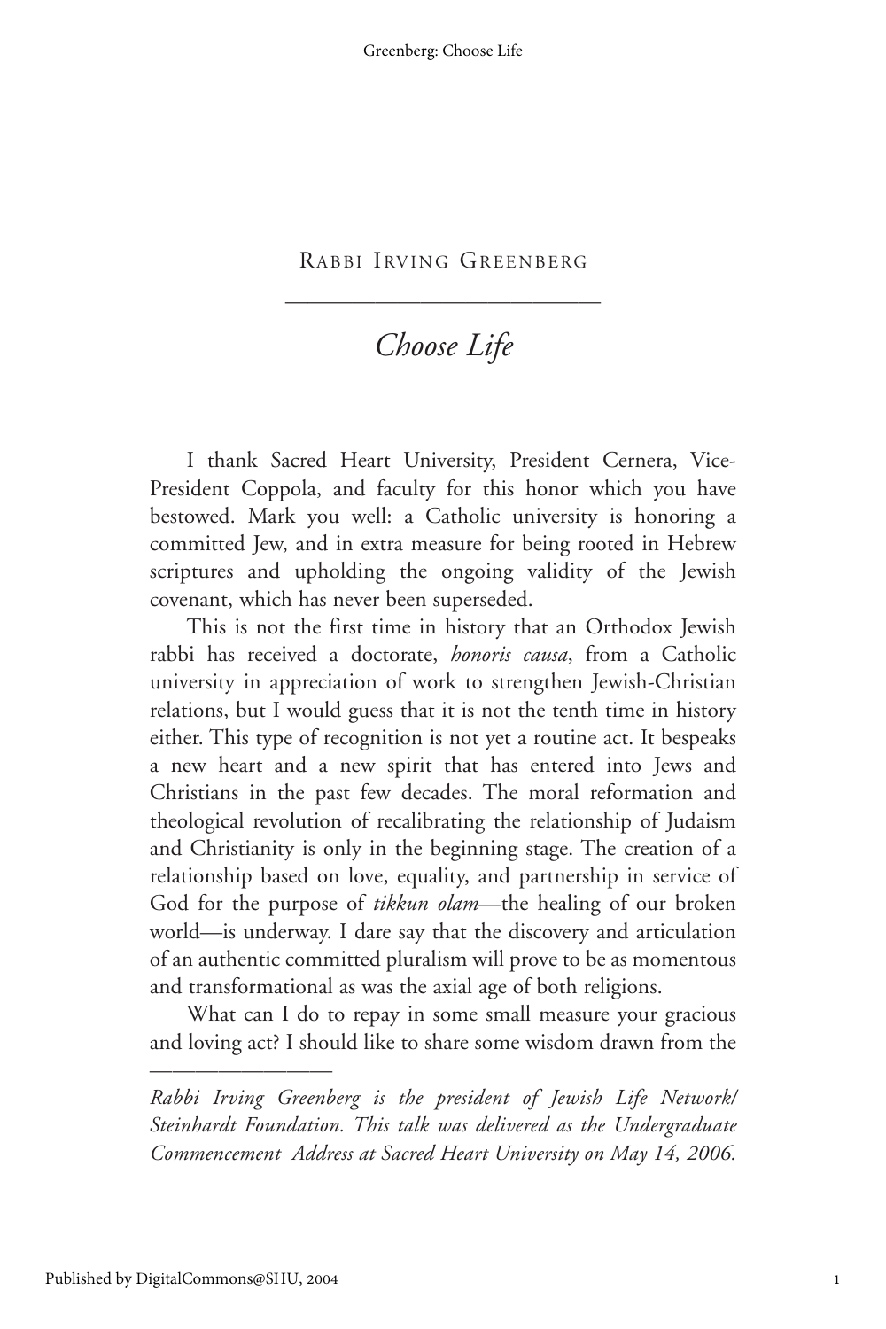# Rabbi Irving Greenberg

## *Choose Life*

I thank Sacred Heart University, President Cernera, Vice-President Coppola, and faculty for this honor which you have bestowed. Mark you well: a Catholic university is honoring a committed Jew, and in extra measure for being rooted in Hebrew scriptures and upholding the ongoing validity of the Jewish covenant, which has never been superseded.

This is not the first time in history that an Orthodox Jewish rabbi has received a doctorate, *honoris causa*, from a Catholic university in appreciation of work to strengthen Jewish-Christian relations, but I would guess that it is not the tenth time in history either. This type of recognition is not yet a routine act. It bespeaks a new heart and a new spirit that has entered into Jews and Christians in the past few decades. The moral reformation and theological revolution of recalibrating the relationship of Judaism and Christianity is only in the beginning stage. The creation of a relationship based on love, equality, and partnership in service of God for the purpose of *tikkun olam*—the healing of our broken world—is underway. I dare say that the discovery and articulation of an authentic committed pluralism will prove to be as momentous and transformational as was the axial age of both religions.

What can I do to repay in some small measure your gracious and loving act? I should like to share some wisdom drawn from the

---

*Rabbi Irving Greenberg is the president of Jewish Life Network/Steinhardt Foundation. This talk was delivered as the Undergraduate Commencement Address at Sacred Heart University on May 14, 2006.*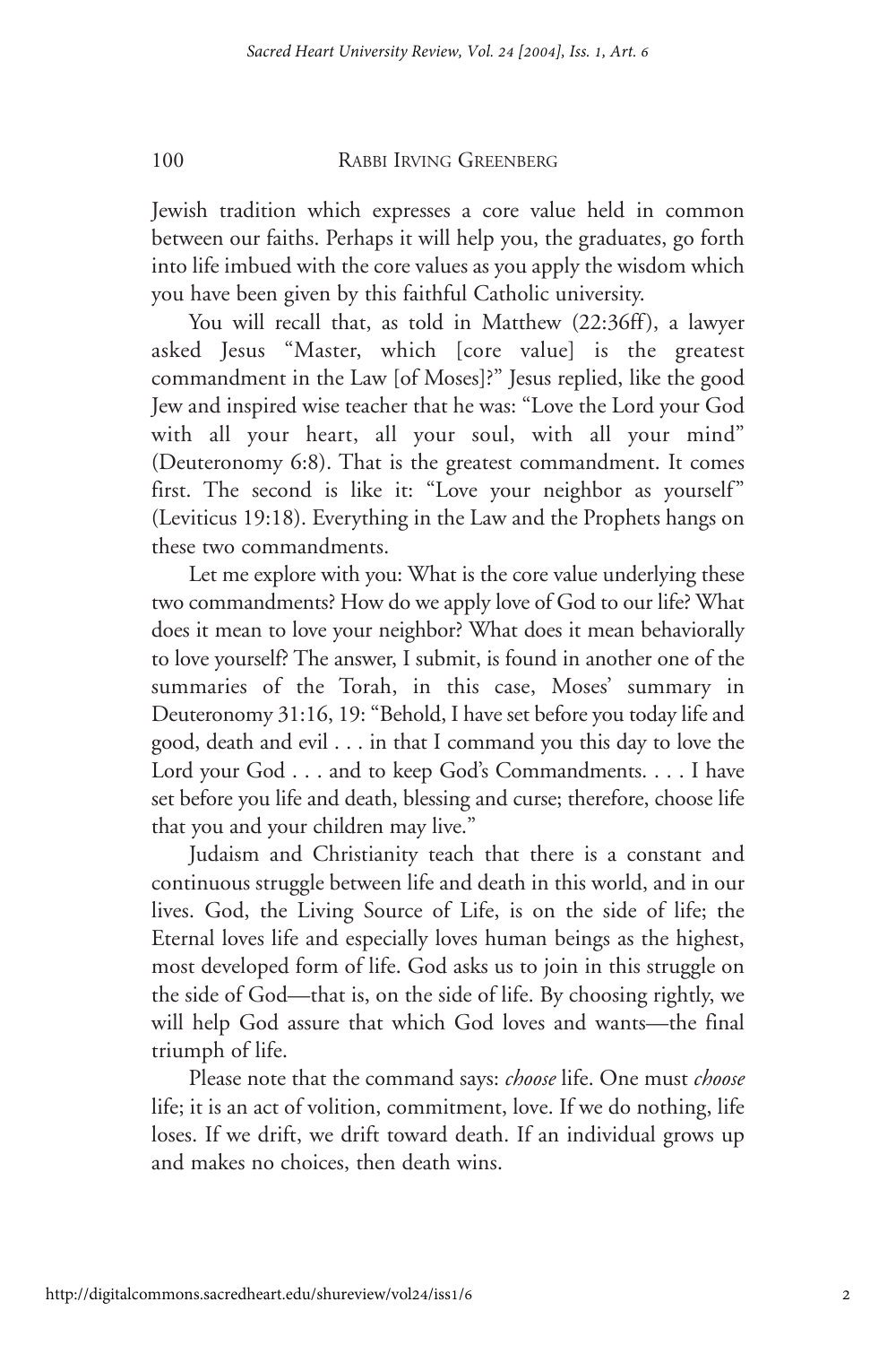Jewish tradition which expresses a core value held in common between our faiths. Perhaps it will help you, the graduates, go forth into life imbued with the core values as you apply the wisdom which you have been given by this faithful Catholic university.

You will recall that, as told in Matthew (22:36ff), a lawyer asked Jesus "Master, which [core value] is the greatest commandment in the Law [of Moses]?" Jesus replied, like the good Jew and inspired wise teacher that he was: "Love the Lord your God with all your heart, all your soul, with all your mind" (Deuteronomy 6:8). That is the greatest commandment. It comes first. The second is like it: "Love your neighbor as yourself" (Leviticus 19:18). Everything in the Law and the Prophets hangs on these two commandments.

Let me explore with you: What is the core value underlying these two commandments? How do we apply love of God to our life? What does it mean to love your neighbor? What does it mean behaviorally to love yourself? The answer, I submit, is found in another one of the summaries of the Torah, in this case, Moses' summary in Deuteronomy 31:16, 19: "Behold, I have set before you today life and good, death and evil . . . in that I command you this day to love the Lord your God . . . and to keep God's Commandments. . . . I have set before you life and death, blessing and curse; therefore, choose life that you and your children may live."

Judaism and Christianity teach that there is a constant and continuous struggle between life and death in this world, and in our lives. God, the Living Source of Life, is on the side of life; the Eternal loves life and especially loves human beings as the highest, most developed form of life. God asks us to join in this struggle on the side of God—that is, on the side of life. By choosing rightly, we will help God assure that which God loves and wants—the final triumph of life.

Please note that the command says: *choose* life. One must *choose* life; it is an act of volition, commitment, love. If we do nothing, life loses. If we drift, we drift toward death. If an individual grows up and makes no choices, then death wins.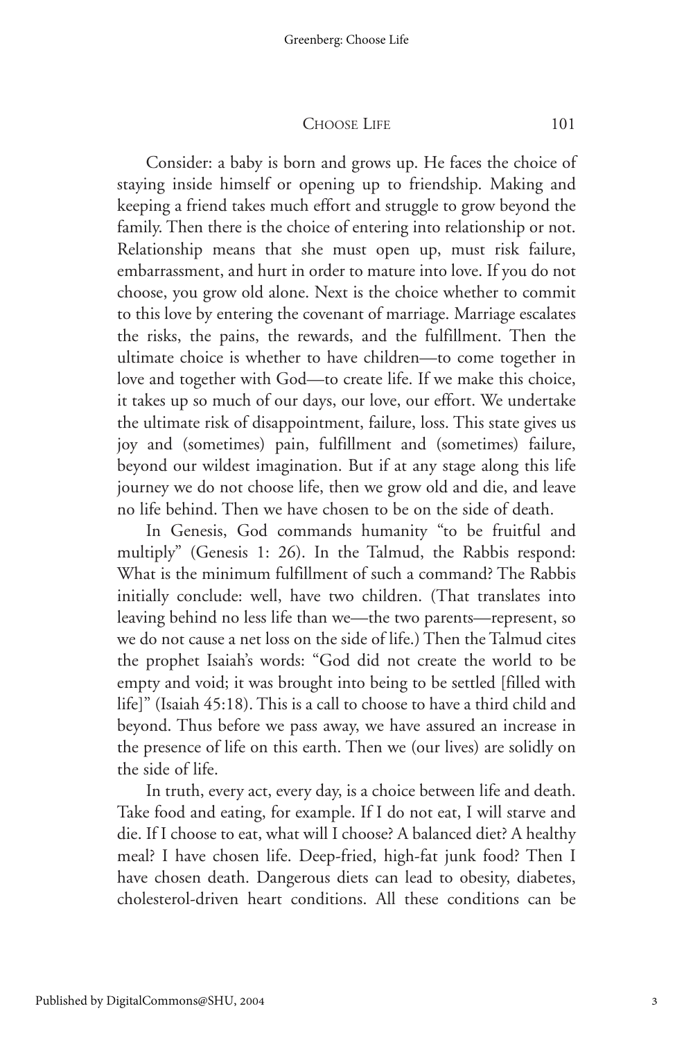Consider: a baby is born and grows up. He faces the choice of staying inside himself or opening up to friendship. Making and keeping a friend takes much effort and struggle to grow beyond the family. Then there is the choice of entering into relationship or not. Relationship means that she must open up, must risk failure, embarrassment, and hurt in order to mature into love. If you do not choose, you grow old alone. Next is the choice whether to commit to this love by entering the covenant of marriage. Marriage escalates the risks, the pains, the rewards, and the fulfillment. Then the ultimate choice is whether to have children—to come together in love and together with God—to create life. If we make this choice, it takes up so much of our days, our love, our effort. We undertake the ultimate risk of disappointment, failure, loss. This state gives us joy and (sometimes) pain, fulfillment and (sometimes) failure, beyond our wildest imagination. But if at any stage along this life journey we do not choose life, then we grow old and die, and leave no life behind. Then we have chosen to be on the side of death.

In Genesis, God commands humanity "to be fruitful and multiply" (Genesis 1: 26). In the Talmud, the Rabbis respond: What is the minimum fulfillment of such a command? The Rabbis initially conclude: well, have two children. (That translates into leaving behind no less life than we—the two parents—represent, so we do not cause a net loss on the side of life.) Then the Talmud cites the prophet Isaiah's words: "God did not create the world to be empty and void; it was brought into being to be settled [filled with life]" (Isaiah 45:18). This is a call to choose to have a third child and beyond. Thus before we pass away, we have assured an increase in the presence of life on this earth. Then we (our lives) are solidly on the side of life.

In truth, every act, every day, is a choice between life and death. Take food and eating, for example. If I do not eat, I will starve and die. If I choose to eat, what will I choose? A balanced diet? A healthy meal? I have chosen life. Deep-fried, high-fat junk food? Then I have chosen death. Dangerous diets can lead to obesity, diabetes, cholesterol-driven heart conditions. All these conditions can be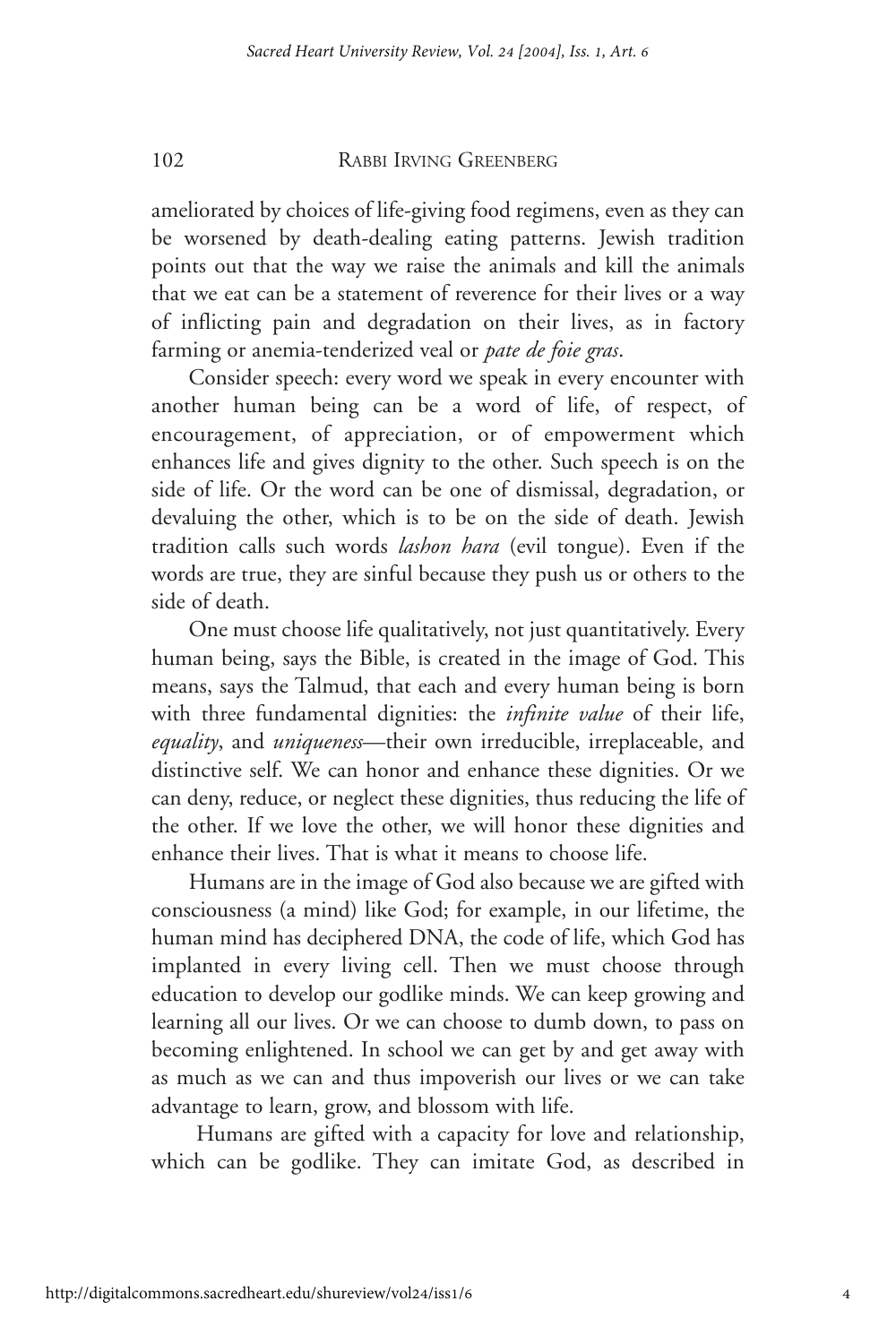ameliorated by choices of life-giving food regimens, even as they can be worsened by death-dealing eating patterns. Jewish tradition points out that the way we raise the animals and kill the animals that we eat can be a statement of reverence for their lives or a way of inflicting pain and degradation on their lives, as in factory farming or anemia-tenderized veal or *pate de foie gras*.

Consider speech: every word we speak in every encounter with another human being can be a word of life, of respect, of encouragement, of appreciation, or of empowerment which enhances life and gives dignity to the other. Such speech is on the side of life. Or the word can be one of dismissal, degradation, or devaluing the other, which is to be on the side of death. Jewish tradition calls such words *lashon hara* (evil tongue). Even if the words are true, they are sinful because they push us or others to the side of death.

One must choose life qualitatively, not just quantitatively. Every human being, says the Bible, is created in the image of God. This means, says the Talmud, that each and every human being is born with three fundamental dignities: the *infinite value* of their life, *equality*, and *uniqueness*—their own irreducible, irreplaceable, and distinctive self. We can honor and enhance these dignities. Or we can deny, reduce, or neglect these dignities, thus reducing the life of the other. If we love the other, we will honor these dignities and enhance their lives. That is what it means to choose life.

Humans are in the image of God also because we are gifted with consciousness (a mind) like God; for example, in our lifetime, the human mind has deciphered DNA, the code of life, which God has implanted in every living cell. Then we must choose through education to develop our godlike minds. We can keep growing and learning all our lives. Or we can choose to dumb down, to pass on becoming enlightened. In school we can get by and get away with as much as we can and thus impoverish our lives or we can take advantage to learn, grow, and blossom with life.

Humans are gifted with a capacity for love and relationship, which can be godlike. They can imitate God, as described in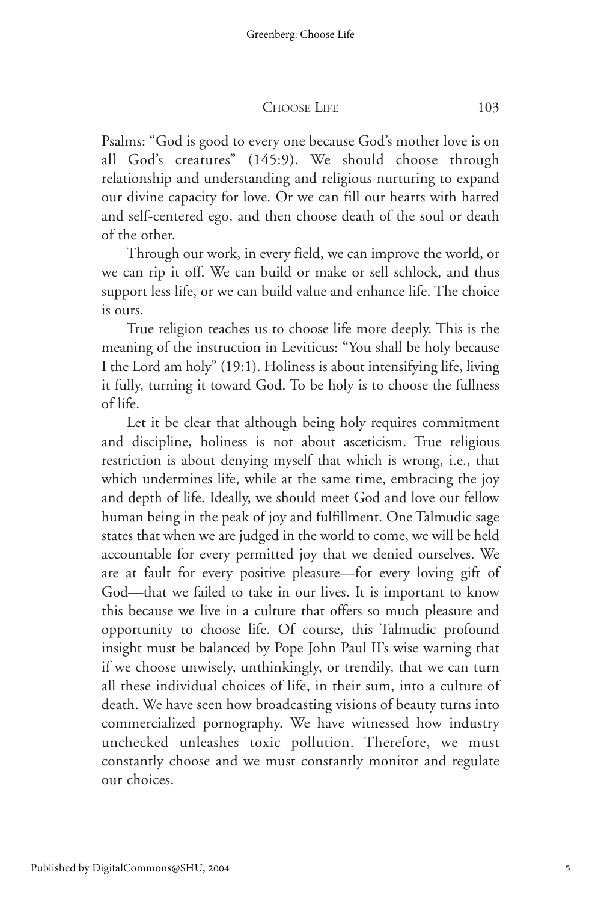Psalms: "God is good to every one because God's mother love is on all God's creatures" (145:9). We should choose through relationship and understanding and religious nurturing to expand our divine capacity for love. Or we can fill our hearts with hatred and self-centered ego, and then choose death of the soul or death of the other.

Through our work, in every field, we can improve the world, or we can rip it off. We can build or make or sell schlock, and thus support less life, or we can build value and enhance life. The choice is ours.

True religion teaches us to choose life more deeply. This is the meaning of the instruction in Leviticus: "You shall be holy because I the Lord am holy" (19:1). Holiness is about intensifying life, living it fully, turning it toward God. To be holy is to choose the fullness of life.

Let it be clear that although being holy requires commitment and discipline, holiness is not about asceticism. True religious restriction is about denying myself that which is wrong, i.e., that which undermines life, while at the same time, embracing the joy and depth of life. Ideally, we should meet God and love our fellow human being in the peak of joy and fulfillment. One Talmudic sage states that when we are judged in the world to come, we will be held accountable for every permitted joy that we denied ourselves. We are at fault for every positive pleasure—for every loving gift of God—that we failed to take in our lives. It is important to know this because we live in a culture that offers so much pleasure and opportunity to choose life. Of course, this Talmudic profound insight must be balanced by Pope John Paul II's wise warning that if we choose unwisely, unthinkingly, or trendily, that we can turn all these individual choices of life, in their sum, into a culture of death. We have seen how broadcasting visions of beauty turns into commercialized pornography. We have witnessed how industry unchecked unleashes toxic pollution. Therefore, we must constantly choose and we must constantly monitor and regulate our choices.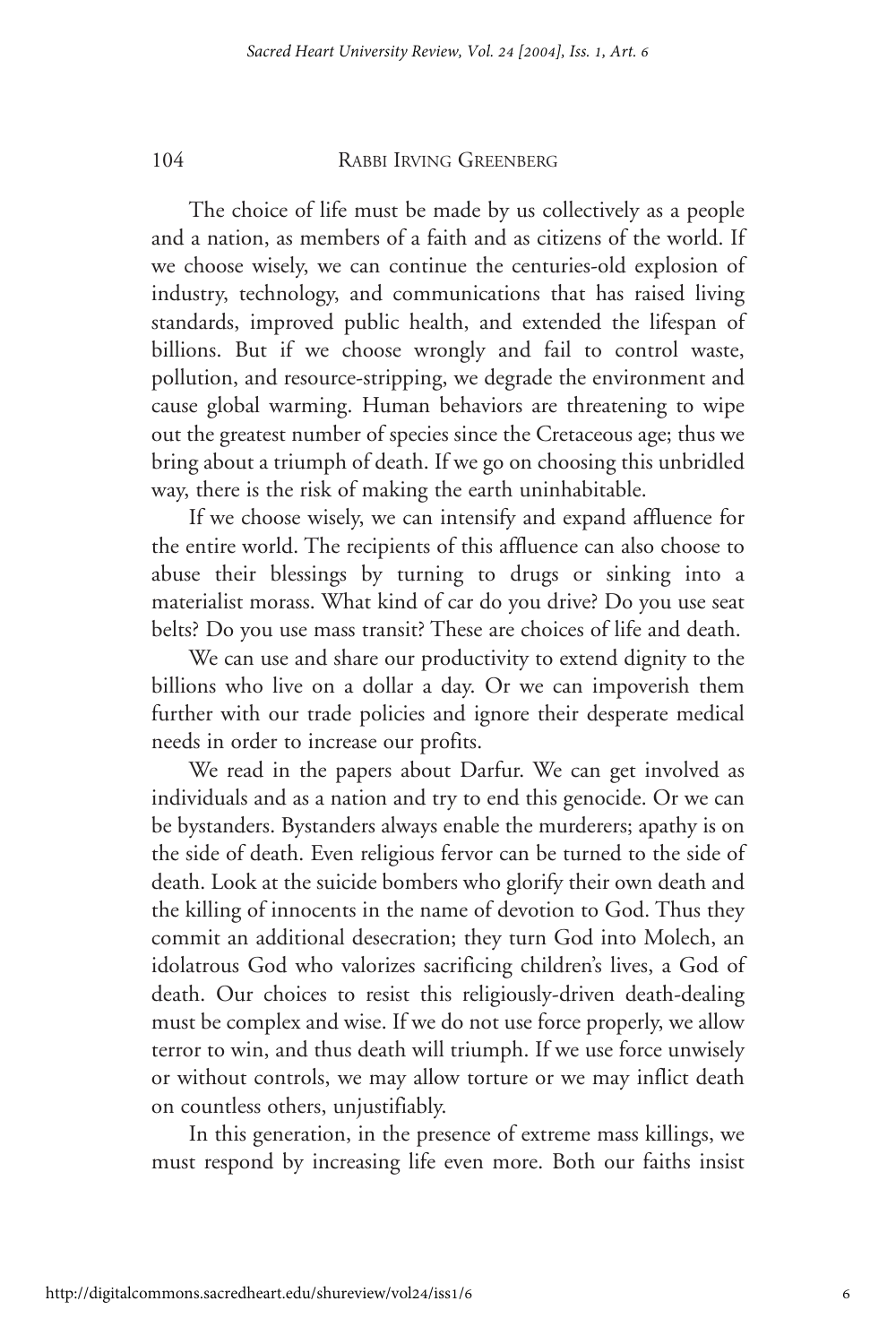The choice of life must be made by us collectively as a people and a nation, as members of a faith and as citizens of the world. If we choose wisely, we can continue the centuries-old explosion of industry, technology, and communications that has raised living standards, improved public health, and extended the lifespan of billions. But if we choose wrongly and fail to control waste, pollution, and resource-stripping, we degrade the environment and cause global warming. Human behaviors are threatening to wipe out the greatest number of species since the Cretaceous age; thus we bring about a triumph of death. If we go on choosing this unbridled way, there is the risk of making the earth uninhabitable.

If we choose wisely, we can intensify and expand affluence for the entire world. The recipients of this affluence can also choose to abuse their blessings by turning to drugs or sinking into a materialist morass. What kind of car do you drive? Do you use seat belts? Do you use mass transit? These are choices of life and death.

We can use and share our productivity to extend dignity to the billions who live on a dollar a day. Or we can impoverish them further with our trade policies and ignore their desperate medical needs in order to increase our profits.

We read in the papers about Darfur. We can get involved as individuals and as a nation and try to end this genocide. Or we can be bystanders. Bystanders always enable the murderers; apathy is on the side of death. Even religious fervor can be turned to the side of death. Look at the suicide bombers who glorify their own death and the killing of innocents in the name of devotion to God. Thus they commit an additional desecration; they turn God into Molech, an idolatrous God who valorizes sacrificing children's lives, a God of death. Our choices to resist this religiously-driven death-dealing must be complex and wise. If we do not use force properly, we allow terror to win, and thus death will triumph. If we use force unwisely or without controls, we may allow torture or we may inflict death on countless others, unjustifiably.

In this generation, in the presence of extreme mass killings, we must respond by increasing life even more. Both our faiths insist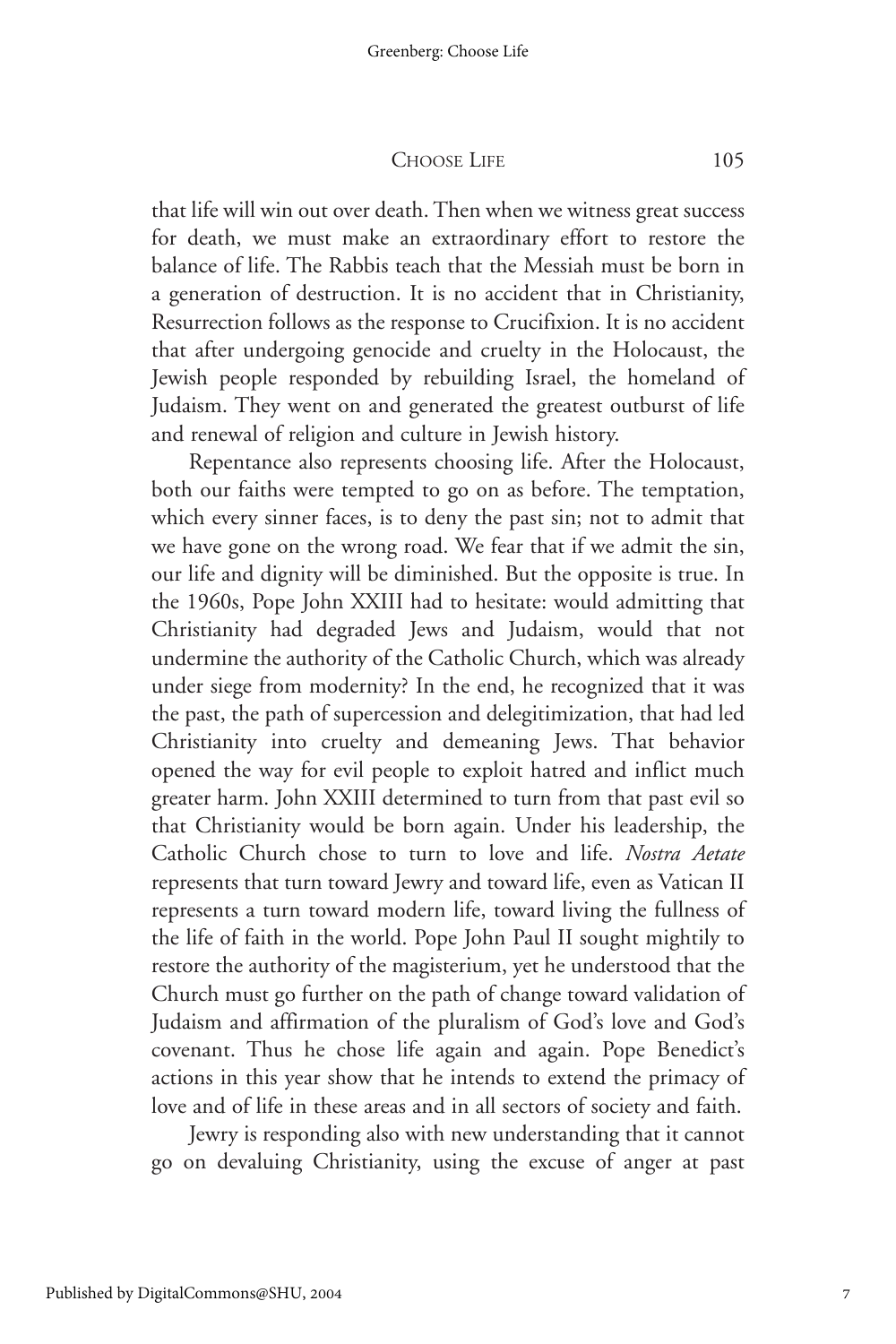that life will win out over death. Then when we witness great success for death, we must make an extraordinary effort to restore the balance of life. The Rabbis teach that the Messiah must be born in a generation of destruction. It is no accident that in Christianity, Resurrection follows as the response to Crucifixion. It is no accident that after undergoing genocide and cruelty in the Holocaust, the Jewish people responded by rebuilding Israel, the homeland of Judaism. They went on and generated the greatest outburst of life and renewal of religion and culture in Jewish history.

Repentance also represents choosing life. After the Holocaust, both our faiths were tempted to go on as before. The temptation, which every sinner faces, is to deny the past sin; not to admit that we have gone on the wrong road. We fear that if we admit the sin, our life and dignity will be diminished. But the opposite is true. In the 1960s, Pope John XXIII had to hesitate: would admitting that Christianity had degraded Jews and Judaism, would that not undermine the authority of the Catholic Church, which was already under siege from modernity? In the end, he recognized that it was the past, the path of supercession and delegitimization, that had led Christianity into cruelty and demeaning Jews. That behavior opened the way for evil people to exploit hatred and inflict much greater harm. John XXIII determined to turn from that past evil so that Christianity would be born again. Under his leadership, the Catholic Church chose to turn to love and life. *Nostra Aetate* represents that turn toward Jewry and toward life, even as Vatican II represents a turn toward modern life, toward living the fullness of the life of faith in the world. Pope John Paul II sought mightily to restore the authority of the magisterium, yet he understood that the Church must go further on the path of change toward validation of Judaism and affirmation of the pluralism of God's love and God's covenant. Thus he chose life again and again. Pope Benedict's actions in this year show that he intends to extend the primacy of love and of life in these areas and in all sectors of society and faith.

Jewry is responding also with new understanding that it cannot go on devaluing Christianity, using the excuse of anger at past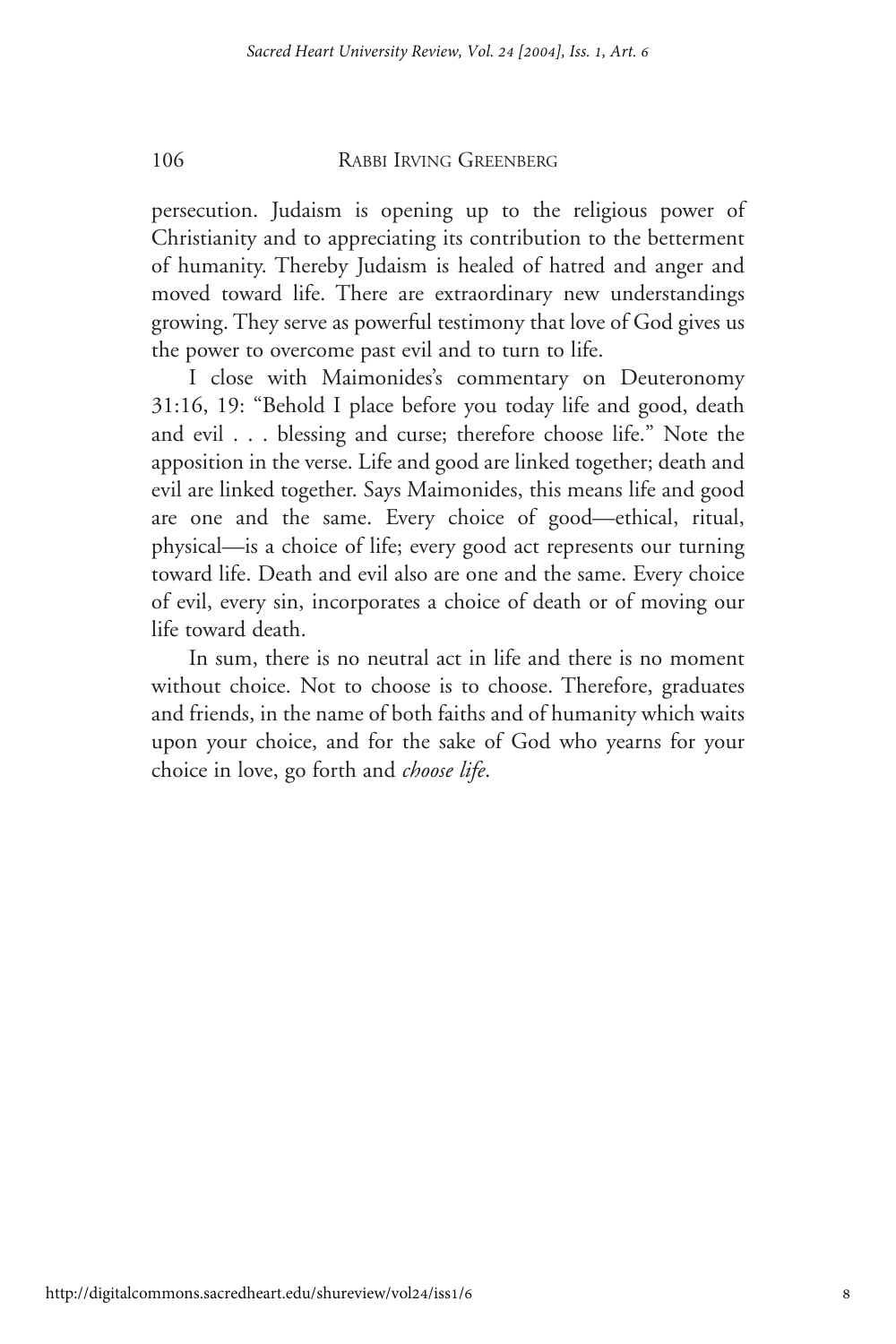persecution. Judaism is opening up to the religious power of Christianity and to appreciating its contribution to the betterment of humanity. Thereby Judaism is healed of hatred and anger and moved toward life. There are extraordinary new understandings growing. They serve as powerful testimony that love of God gives us the power to overcome past evil and to turn to life.

I close with Maimonides's commentary on Deuteronomy 31:16, 19: "Behold I place before you today life and good, death and evil . . . blessing and curse; therefore choose life." Note the apposition in the verse. Life and good are linked together; death and evil are linked together. Says Maimonides, this means life and good are one and the same. Every choice of good—ethical, ritual, physical—is a choice of life; every good act represents our turning toward life. Death and evil also are one and the same. Every choice of evil, every sin, incorporates a choice of death or of moving our life toward death.

In sum, there is no neutral act in life and there is no moment without choice. Not to choose is to choose. Therefore, graduates and friends, in the name of both faiths and of humanity which waits upon your choice, and for the sake of God who yearns for your choice in love, go forth and *choose life*.